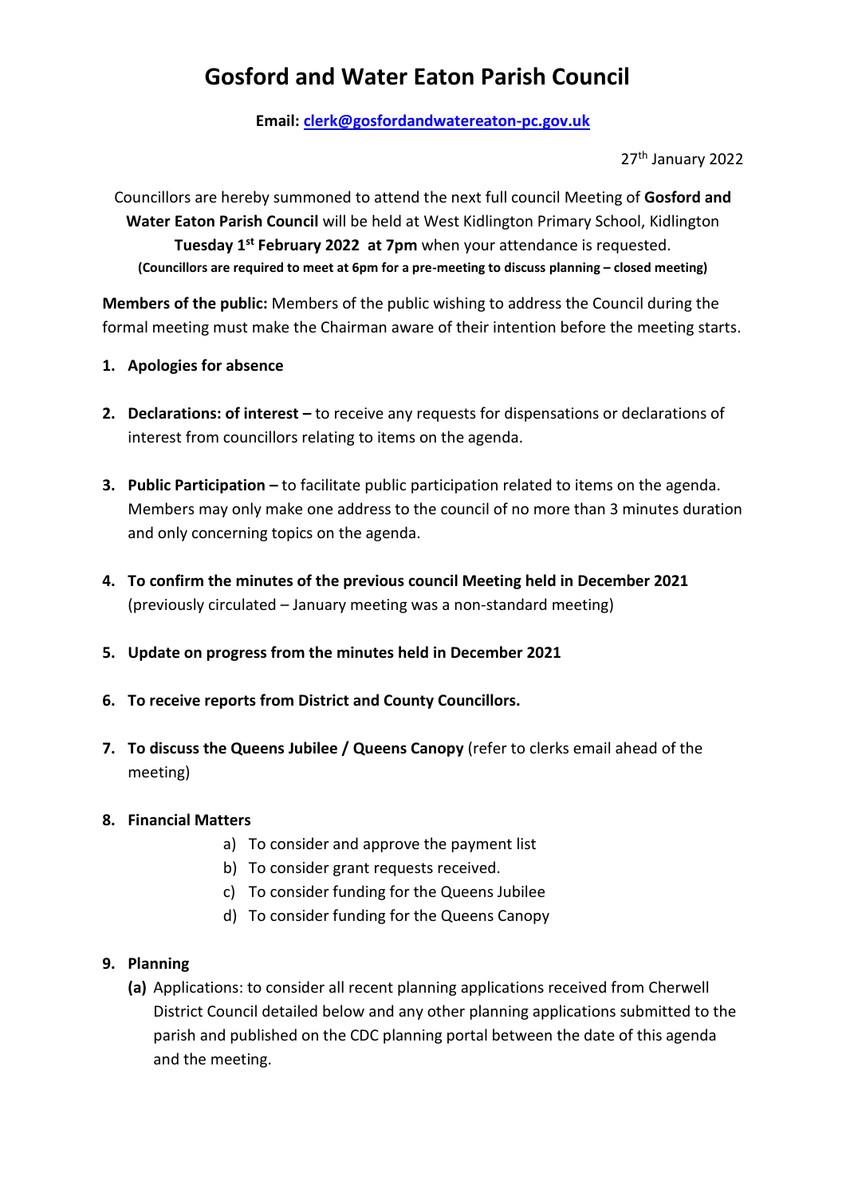# Gosford and Water Eaton Parish Council

**Email: clerk@gosfordandwatereaton-pc.gov.uk**

27th January 2022

Councillors are hereby summoned to attend the next full council Meeting of **Gosford and Water Eaton Parish Council** will be held at West Kidlington Primary School, Kidlington **Tuesday 1st February 2022 at 7pm** when your attendance is requested.
**(Councillors are required to meet at 6pm for a pre-meeting to discuss planning – closed meeting)**

**Members of the public:** Members of the public wishing to address the Council during the formal meeting must make the Chairman aware of their intention before the meeting starts.

1. **Apologies for absence**

2. **Declarations: of interest –** to receive any requests for dispensations or declarations of interest from councillors relating to items on the agenda.

3. **Public Participation –** to facilitate public participation related to items on the agenda. Members may only make one address to the council of no more than 3 minutes duration and only concerning topics on the agenda.

4. **To confirm the minutes of the previous council Meeting held in December 2021** (previously circulated – January meeting was a non-standard meeting)

5. **Update on progress from the minutes held in December 2021**

6. **To receive reports from District and County Councillors.**

7. **To discuss the Queens Jubilee / Queens Canopy** (refer to clerks email ahead of the meeting)

8. **Financial Matters**
   a) To consider and approve the payment list
   b) To consider grant requests received.
   c) To consider funding for the Queens Jubilee
   d) To consider funding for the Queens Canopy

9. **Planning**
   **(a)** Applications: to consider all recent planning applications received from Cherwell District Council detailed below and any other planning applications submitted to the parish and published on the CDC planning portal between the date of this agenda and the meeting.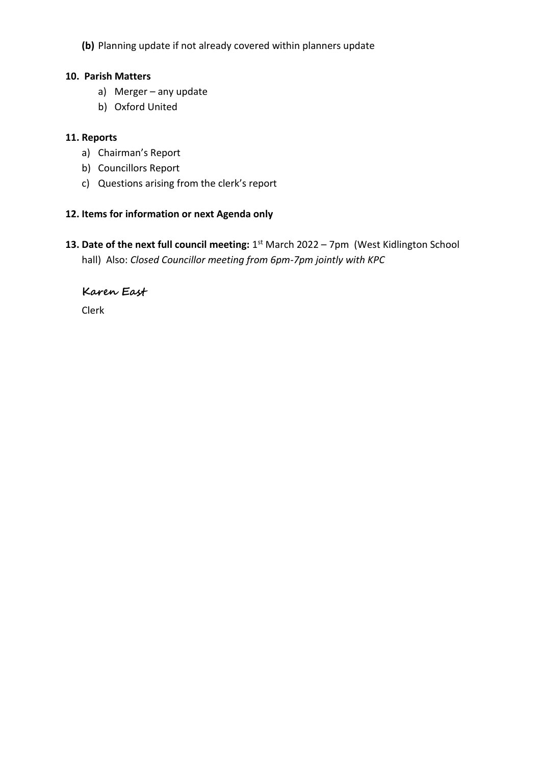**(b)** Planning update if not already covered within planners update

**10. Parish Matters**

a) Merger – any update
b) Oxford United

**11. Reports**

a) Chairman's Report
b) Councillors Report
c) Questions arising from the clerk's report

**12. Items for information or next Agenda only**

**13. Date of the next full council meeting:** 1st March 2022 – 7pm (West Kidlington School hall) Also: *Closed Councillor meeting from 6pm-7pm jointly with KPC*

Karen East

Clerk